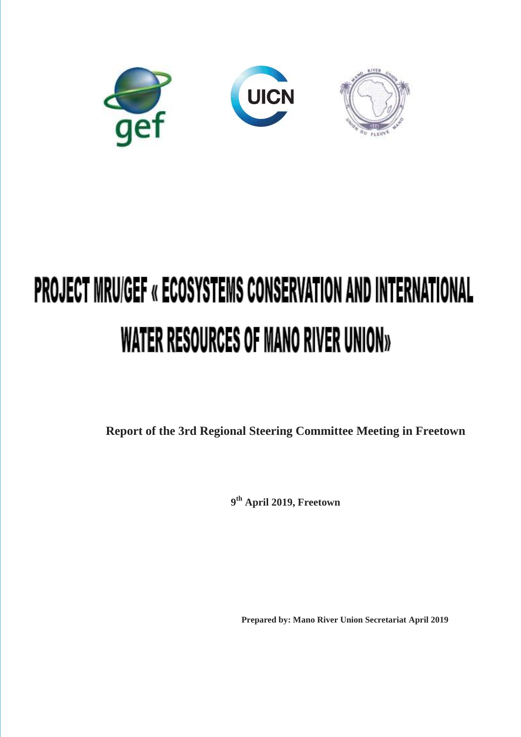# PROJECT MRU/GEF « ECOSYSTEMS CONSERVATION AND INTERNATIONAL WATER RESOURCES OF MANO RIVER UNION»

**Report of the 3rd Regional Steering Committee Meeting in Freetown**

**9th April 2019, Freetown**

**Prepared by: Mano River Union Secretariat April 2019**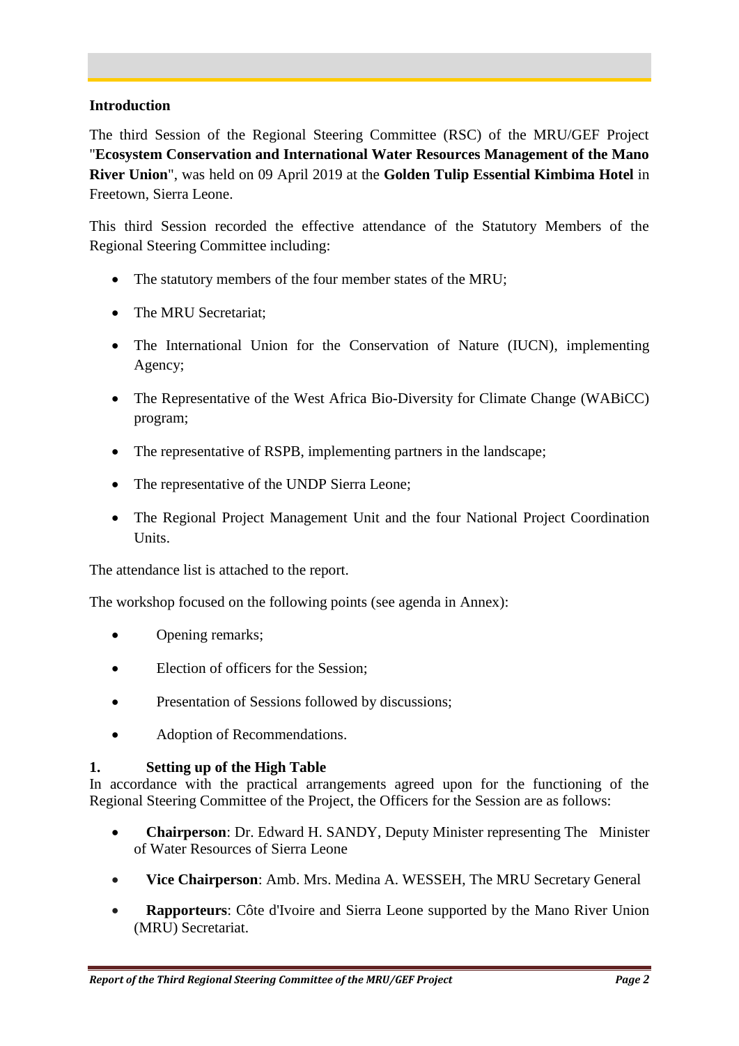## Introduction

The third Session of the Regional Steering Committee (RSC) of the MRU/GEF Project "**Ecosystem Conservation and International Water Resources Management of the Mano River Union**", was held on 09 April 2019 at the **Golden Tulip Essential Kimbima Hotel** in Freetown, Sierra Leone.

This third Session recorded the effective attendance of the Statutory Members of the Regional Steering Committee including:

- The statutory members of the four member states of the MRU;
- The MRU Secretariat;
- The International Union for the Conservation of Nature (IUCN), implementing Agency;
- The Representative of the West Africa Bio-Diversity for Climate Change (WABiCC) program;
- The representative of RSPB, implementing partners in the landscape;
- The representative of the UNDP Sierra Leone;
- The Regional Project Management Unit and the four National Project Coordination Units.

The attendance list is attached to the report.

The workshop focused on the following points (see agenda in Annex):

- Opening remarks;
- Election of officers for the Session;
- Presentation of Sessions followed by discussions;
- Adoption of Recommendations.

## 1. Setting up of the High Table

In accordance with the practical arrangements agreed upon for the functioning of the Regional Steering Committee of the Project, the Officers for the Session are as follows:

- **Chairperson**: Dr. Edward H. SANDY, Deputy Minister representing The Minister of Water Resources of Sierra Leone
- **Vice Chairperson**: Amb. Mrs. Medina A. WESSEH, The MRU Secretary General
- **Rapporteurs**: Côte d'Ivoire and Sierra Leone supported by the Mano River Union (MRU) Secretariat.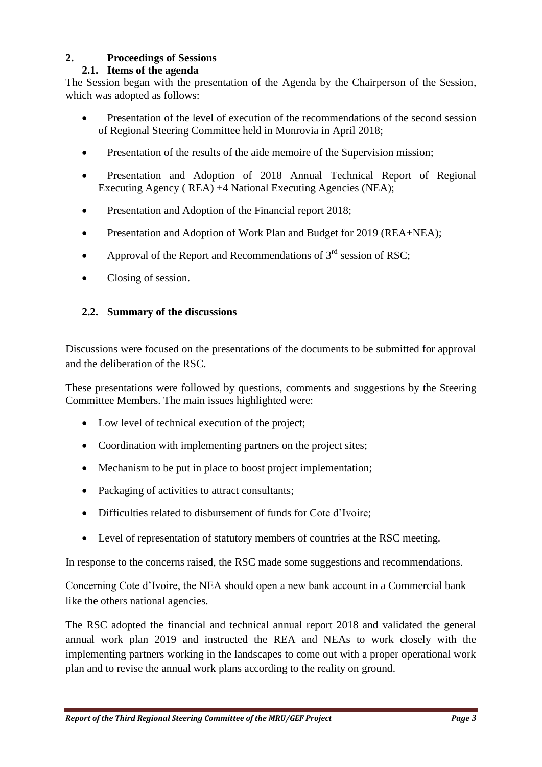## 2. Proceedings of Sessions

### 2.1. Items of the agenda

The Session began with the presentation of the Agenda by the Chairperson of the Session, which was adopted as follows:

- Presentation of the level of execution of the recommendations of the second session of Regional Steering Committee held in Monrovia in April 2018;
- Presentation of the results of the aide memoire of the Supervision mission;
- Presentation and Adoption of 2018 Annual Technical Report of Regional Executing Agency ( REA) +4 National Executing Agencies (NEA);
- Presentation and Adoption of the Financial report 2018;
- Presentation and Adoption of Work Plan and Budget for 2019 (REA+NEA);
- Approval of the Report and Recommendations of 3rd session of RSC;
- Closing of session.

### 2.2. Summary of the discussions

Discussions were focused on the presentations of the documents to be submitted for approval and the deliberation of the RSC.

These presentations were followed by questions, comments and suggestions by the Steering Committee Members. The main issues highlighted were:

- Low level of technical execution of the project;
- Coordination with implementing partners on the project sites;
- Mechanism to be put in place to boost project implementation;
- Packaging of activities to attract consultants;
- Difficulties related to disbursement of funds for Cote d'Ivoire;
- Level of representation of statutory members of countries at the RSC meeting.

In response to the concerns raised, the RSC made some suggestions and recommendations.

Concerning Cote d'Ivoire, the NEA should open a new bank account in a Commercial bank like the others national agencies.

The RSC adopted the financial and technical annual report 2018 and validated the general annual work plan 2019 and instructed the REA and NEAs to work closely with the implementing partners working in the landscapes to come out with a proper operational work plan and to revise the annual work plans according to the reality on ground.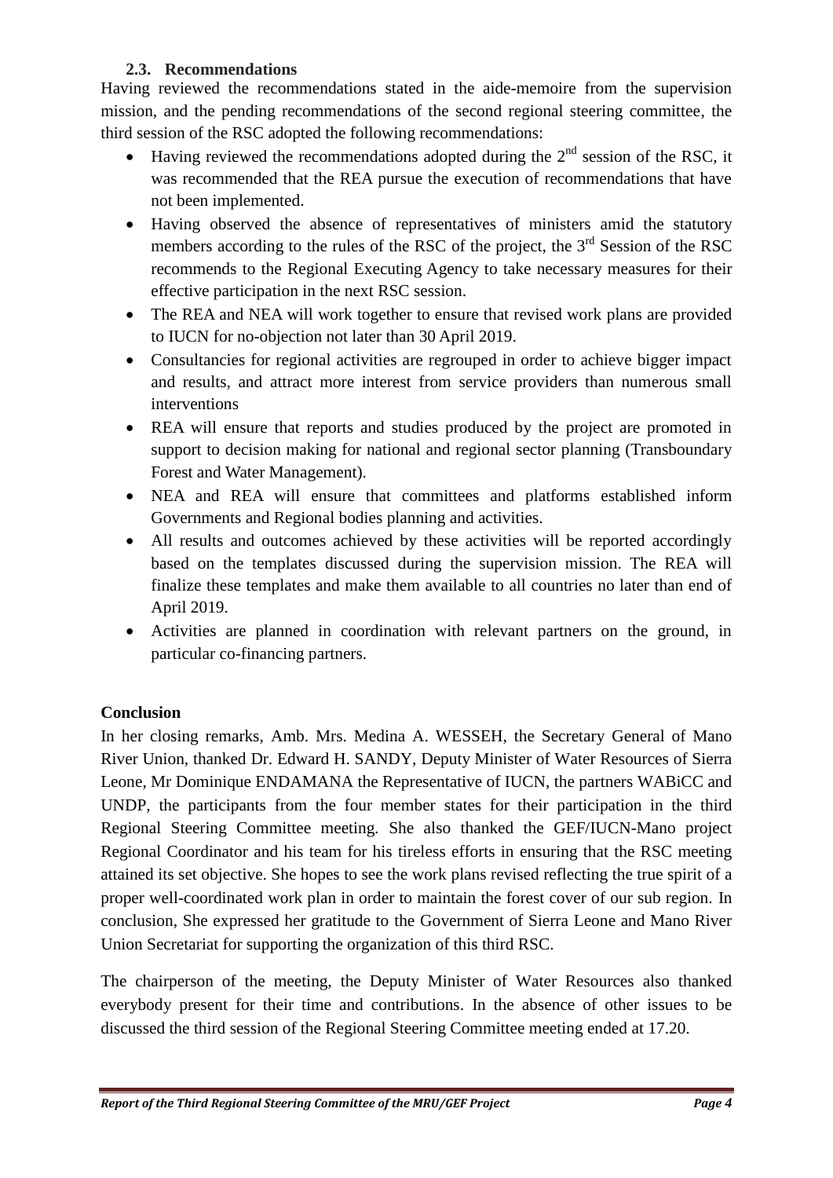### 2.3. Recommendations

Having reviewed the recommendations stated in the aide-memoire from the supervision mission, and the pending recommendations of the second regional steering committee, the third session of the RSC adopted the following recommendations:

- Having reviewed the recommendations adopted during the 2nd session of the RSC, it was recommended that the REA pursue the execution of recommendations that have not been implemented.
- Having observed the absence of representatives of ministers amid the statutory members according to the rules of the RSC of the project, the 3rd Session of the RSC recommends to the Regional Executing Agency to take necessary measures for their effective participation in the next RSC session.
- The REA and NEA will work together to ensure that revised work plans are provided to IUCN for no-objection not later than 30 April 2019.
- Consultancies for regional activities are regrouped in order to achieve bigger impact and results, and attract more interest from service providers than numerous small interventions
- REA will ensure that reports and studies produced by the project are promoted in support to decision making for national and regional sector planning (Transboundary Forest and Water Management).
- NEA and REA will ensure that committees and platforms established inform Governments and Regional bodies planning and activities.
- All results and outcomes achieved by these activities will be reported accordingly based on the templates discussed during the supervision mission. The REA will finalize these templates and make them available to all countries no later than end of April 2019.
- Activities are planned in coordination with relevant partners on the ground, in particular co-financing partners.

**Conclusion**

In her closing remarks, Amb. Mrs. Medina A. WESSEH, the Secretary General of Mano River Union, thanked Dr. Edward H. SANDY, Deputy Minister of Water Resources of Sierra Leone, Mr Dominique ENDAMANA the Representative of IUCN, the partners WABiCC and UNDP, the participants from the four member states for their participation in the third Regional Steering Committee meeting. She also thanked the GEF/IUCN-Mano project Regional Coordinator and his team for his tireless efforts in ensuring that the RSC meeting attained its set objective. She hopes to see the work plans revised reflecting the true spirit of a proper well-coordinated work plan in order to maintain the forest cover of our sub region. In conclusion, She expressed her gratitude to the Government of Sierra Leone and Mano River Union Secretariat for supporting the organization of this third RSC.

The chairperson of the meeting, the Deputy Minister of Water Resources also thanked everybody present for their time and contributions. In the absence of other issues to be discussed the third session of the Regional Steering Committee meeting ended at 17.20.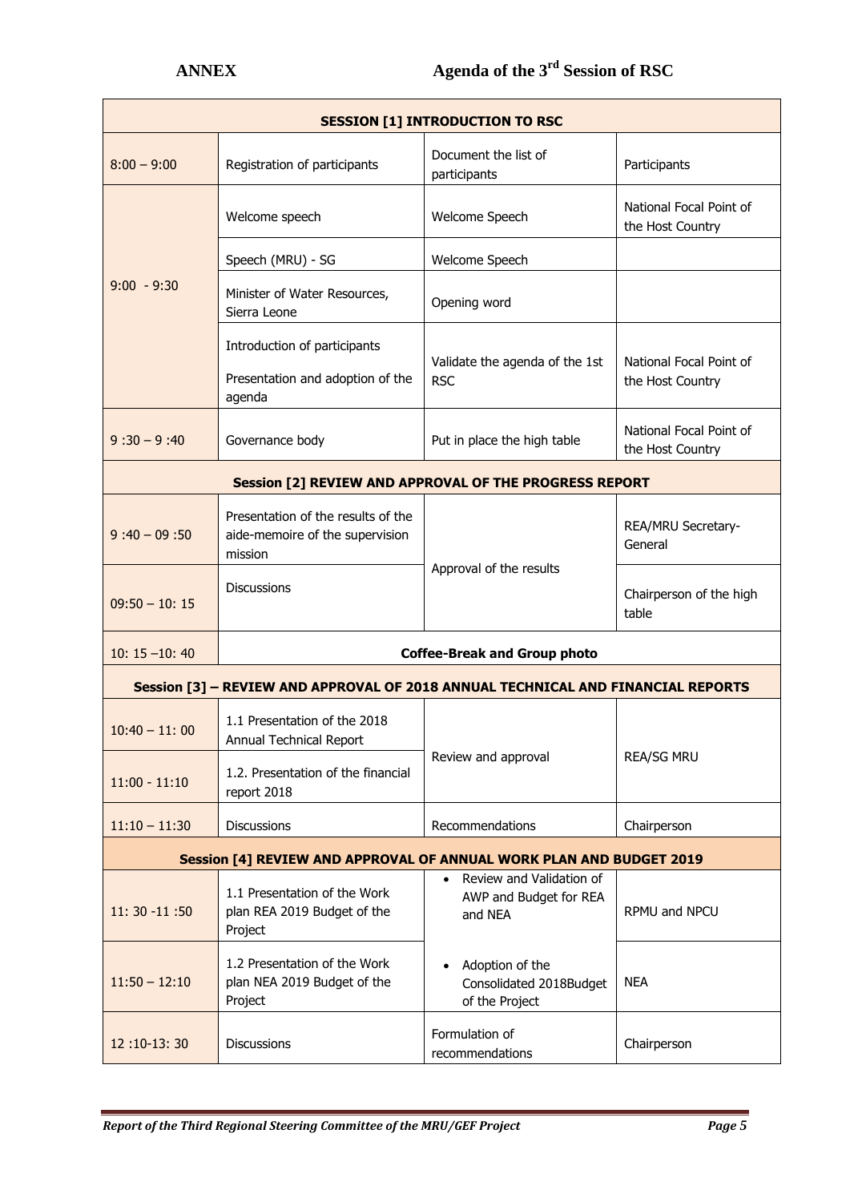**ANNEX** **Agenda of the 3rd Session of RSC**

| **SESSION [1] INTRODUCTION TO RSC** | | | |
|---|---|---|---|
| 8:00 – 9:00 | Registration of participants | Document the list of participants | Participants |
| 9:00 - 9:30 | Welcome speech | Welcome Speech | National Focal Point of the Host Country |
| | Speech (MRU) - SG | Welcome Speech | |
| | Minister of Water Resources, Sierra Leone | Opening word | |
| | Introduction of participants<br><br>Presentation and adoption of the agenda | Validate the agenda of the 1st RSC | National Focal Point of the Host Country |
| 9 :30 – 9 :40 | Governance body | Put in place the high table | National Focal Point of the Host Country |
| **Session [2] REVIEW AND APPROVAL OF THE PROGRESS REPORT** | | | |
| 9 :40 – 09 :50 | Presentation of the results of the aide-memoire of the supervision mission | Approval of the results | REA/MRU Secretary-General |
| 09:50 – 10: 15 | Discussions | | Chairperson of the high table |
| 10: 15 –10: 40 | **Coffee-Break and Group photo** | | |
| **Session [3] – REVIEW AND APPROVAL OF 2018 ANNUAL TECHNICAL AND FINANCIAL REPORTS** | | | |
| 10:40 – 11: 00 | 1.1 Presentation of the 2018 Annual Technical Report | Review and approval | REA/SG MRU |
| 11:00 - 11:10 | 1.2. Presentation of the financial report 2018 | | |
| 11:10 – 11:30 | Discussions | Recommendations | Chairperson |
| **Session [4] REVIEW AND APPROVAL OF ANNUAL WORK PLAN AND BUDGET 2019** | | | |
| 11: 30 -11 :50 | 1.1 Presentation of the Work plan REA 2019 Budget of the Project | • Review and Validation of AWP and Budget for REA and NEA | RPMU and NPCU |
| 11:50 – 12:10 | 1.2 Presentation of the Work plan NEA 2019 Budget of the Project | • Adoption of the Consolidated 2018Budget of the Project | NEA |
| 12 :10-13: 30 | Discussions | Formulation of recommendations | Chairperson |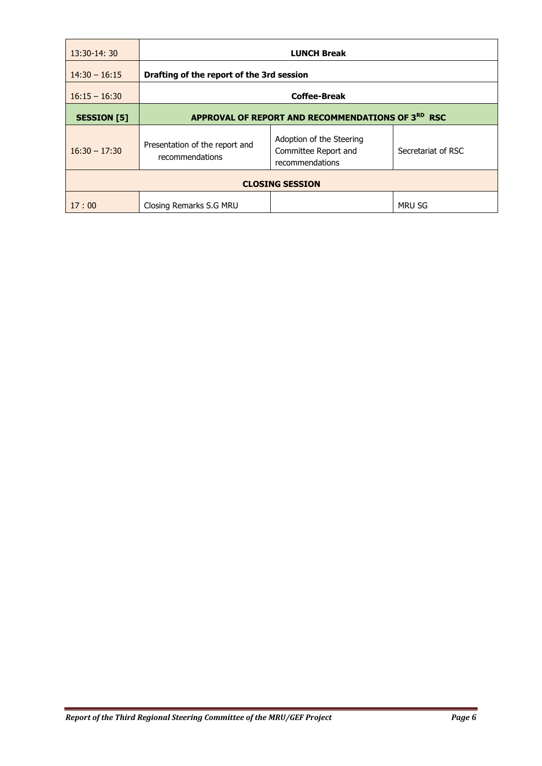| 13:30-14: 30 | **LUNCH Break** | | |
|---|---|---|---|
| 14:30 – 16:15 | **Drafting of the report of the 3rd session** | | |
| 16:15 – 16:30 | **Coffee-Break** | | |
| **SESSION [5]** | **APPROVAL OF REPORT AND RECOMMENDATIONS OF 3RD RSC** | | |
| 16:30 – 17:30 | Presentation of the report and recommendations | Adoption of the Steering Committee Report and recommendations | Secretariat of RSC |
| **CLOSING SESSION** | | | |
| 17 : 00 | Closing Remarks S.G MRU | | MRU SG |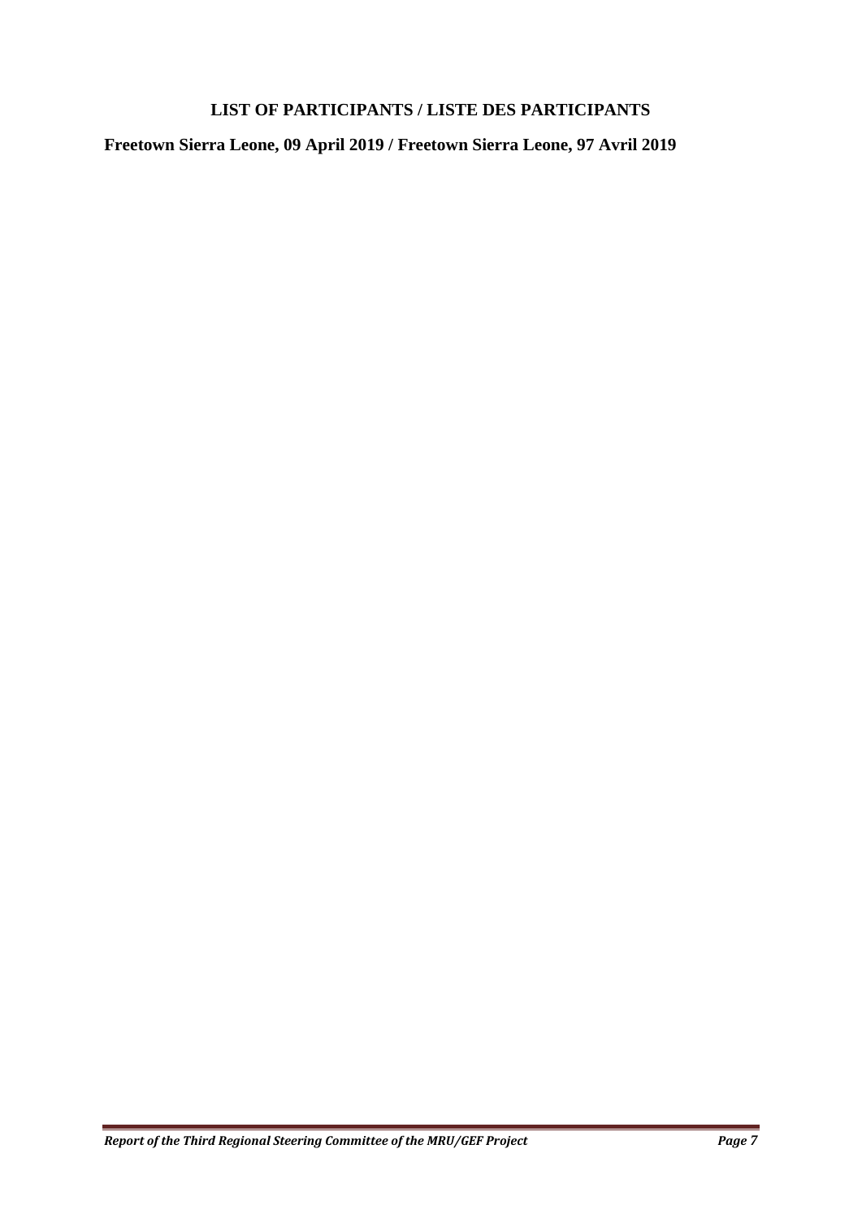# LIST OF PARTICIPANTS / LISTE DES PARTICIPANTS

## Freetown Sierra Leone, 09 April 2019 / Freetown Sierra Leone, 97 Avril 2019